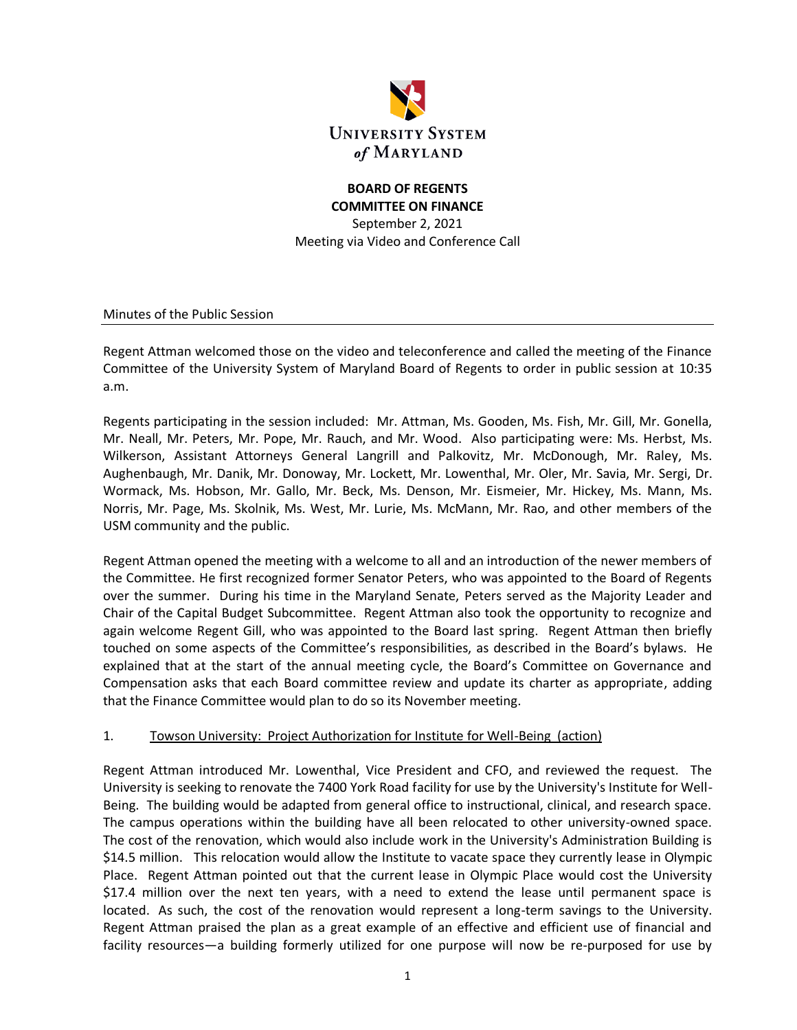UNIVERSITY SYSTEM *of* MARYLAND

**BOARD OF REGENTS**
**COMMITTEE ON FINANCE**
September 2, 2021
Meeting via Video and Conference Call

Minutes of the Public Session

Regent Attman welcomed those on the video and teleconference and called the meeting of the Finance Committee of the University System of Maryland Board of Regents to order in public session at 10:35 a.m.

Regents participating in the session included: Mr. Attman, Ms. Gooden, Ms. Fish, Mr. Gill, Mr. Gonella, Mr. Neall, Mr. Peters, Mr. Pope, Mr. Rauch, and Mr. Wood. Also participating were: Ms. Herbst, Ms. Wilkerson, Assistant Attorneys General Langrill and Palkovitz, Mr. McDonough, Mr. Raley, Ms. Aughenbaugh, Mr. Danik, Mr. Donoway, Mr. Lockett, Mr. Lowenthal, Mr. Oler, Mr. Savia, Mr. Sergi, Dr. Wormack, Ms. Hobson, Mr. Gallo, Mr. Beck, Ms. Denson, Mr. Eismeier, Mr. Hickey, Ms. Mann, Ms. Norris, Mr. Page, Ms. Skolnik, Ms. West, Mr. Lurie, Ms. McMann, Mr. Rao, and other members of the USM community and the public.

Regent Attman opened the meeting with a welcome to all and an introduction of the newer members of the Committee. He first recognized former Senator Peters, who was appointed to the Board of Regents over the summer. During his time in the Maryland Senate, Peters served as the Majority Leader and Chair of the Capital Budget Subcommittee. Regent Attman also took the opportunity to recognize and again welcome Regent Gill, who was appointed to the Board last spring. Regent Attman then briefly touched on some aspects of the Committee's responsibilities, as described in the Board's bylaws. He explained that at the start of the annual meeting cycle, the Board's Committee on Governance and Compensation asks that each Board committee review and update its charter as appropriate, adding that the Finance Committee would plan to do so its November meeting.

1. Towson University: Project Authorization for Institute for Well-Being (action)

Regent Attman introduced Mr. Lowenthal, Vice President and CFO, and reviewed the request. The University is seeking to renovate the 7400 York Road facility for use by the University's Institute for Well-Being. The building would be adapted from general office to instructional, clinical, and research space. The campus operations within the building have all been relocated to other university-owned space. The cost of the renovation, which would also include work in the University's Administration Building is $14.5 million. This relocation would allow the Institute to vacate space they currently lease in Olympic Place. Regent Attman pointed out that the current lease in Olympic Place would cost the University $17.4 million over the next ten years, with a need to extend the lease until permanent space is located. As such, the cost of the renovation would represent a long-term savings to the University. Regent Attman praised the plan as a great example of an effective and efficient use of financial and facility resources—a building formerly utilized for one purpose will now be re-purposed for use by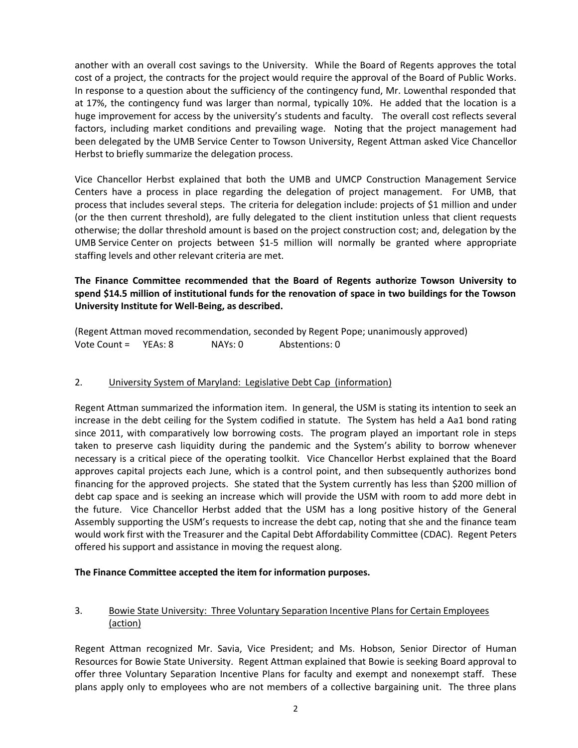another with an overall cost savings to the University. While the Board of Regents approves the total cost of a project, the contracts for the project would require the approval of the Board of Public Works. In response to a question about the sufficiency of the contingency fund, Mr. Lowenthal responded that at 17%, the contingency fund was larger than normal, typically 10%. He added that the location is a huge improvement for access by the university's students and faculty. The overall cost reflects several factors, including market conditions and prevailing wage. Noting that the project management had been delegated by the UMB Service Center to Towson University, Regent Attman asked Vice Chancellor Herbst to briefly summarize the delegation process.

Vice Chancellor Herbst explained that both the UMB and UMCP Construction Management Service Centers have a process in place regarding the delegation of project management. For UMB, that process that includes several steps. The criteria for delegation include: projects of $1 million and under (or the then current threshold), are fully delegated to the client institution unless that client requests otherwise; the dollar threshold amount is based on the project construction cost; and, delegation by the UMB Service Center on projects between $1-5 million will normally be granted where appropriate staffing levels and other relevant criteria are met.

**The Finance Committee recommended that the Board of Regents authorize Towson University to spend $14.5 million of institutional funds for the renovation of space in two buildings for the Towson University Institute for Well-Being, as described.**

(Regent Attman moved recommendation, seconded by Regent Pope; unanimously approved)
Vote Count = YEAs: 8 NAYs: 0 Abstentions: 0

2. <u>University System of Maryland: Legislative Debt Cap (information)</u>

Regent Attman summarized the information item. In general, the USM is stating its intention to seek an increase in the debt ceiling for the System codified in statute. The System has held a Aa1 bond rating since 2011, with comparatively low borrowing costs. The program played an important role in steps taken to preserve cash liquidity during the pandemic and the System's ability to borrow whenever necessary is a critical piece of the operating toolkit. Vice Chancellor Herbst explained that the Board approves capital projects each June, which is a control point, and then subsequently authorizes bond financing for the approved projects. She stated that the System currently has less than $200 million of debt cap space and is seeking an increase which will provide the USM with room to add more debt in the future. Vice Chancellor Herbst added that the USM has a long positive history of the General Assembly supporting the USM's requests to increase the debt cap, noting that she and the finance team would work first with the Treasurer and the Capital Debt Affordability Committee (CDAC). Regent Peters offered his support and assistance in moving the request along.

**The Finance Committee accepted the item for information purposes.**

3. <u>Bowie State University: Three Voluntary Separation Incentive Plans for Certain Employees (action)</u>

Regent Attman recognized Mr. Savia, Vice President; and Ms. Hobson, Senior Director of Human Resources for Bowie State University. Regent Attman explained that Bowie is seeking Board approval to offer three Voluntary Separation Incentive Plans for faculty and exempt and nonexempt staff. These plans apply only to employees who are not members of a collective bargaining unit. The three plans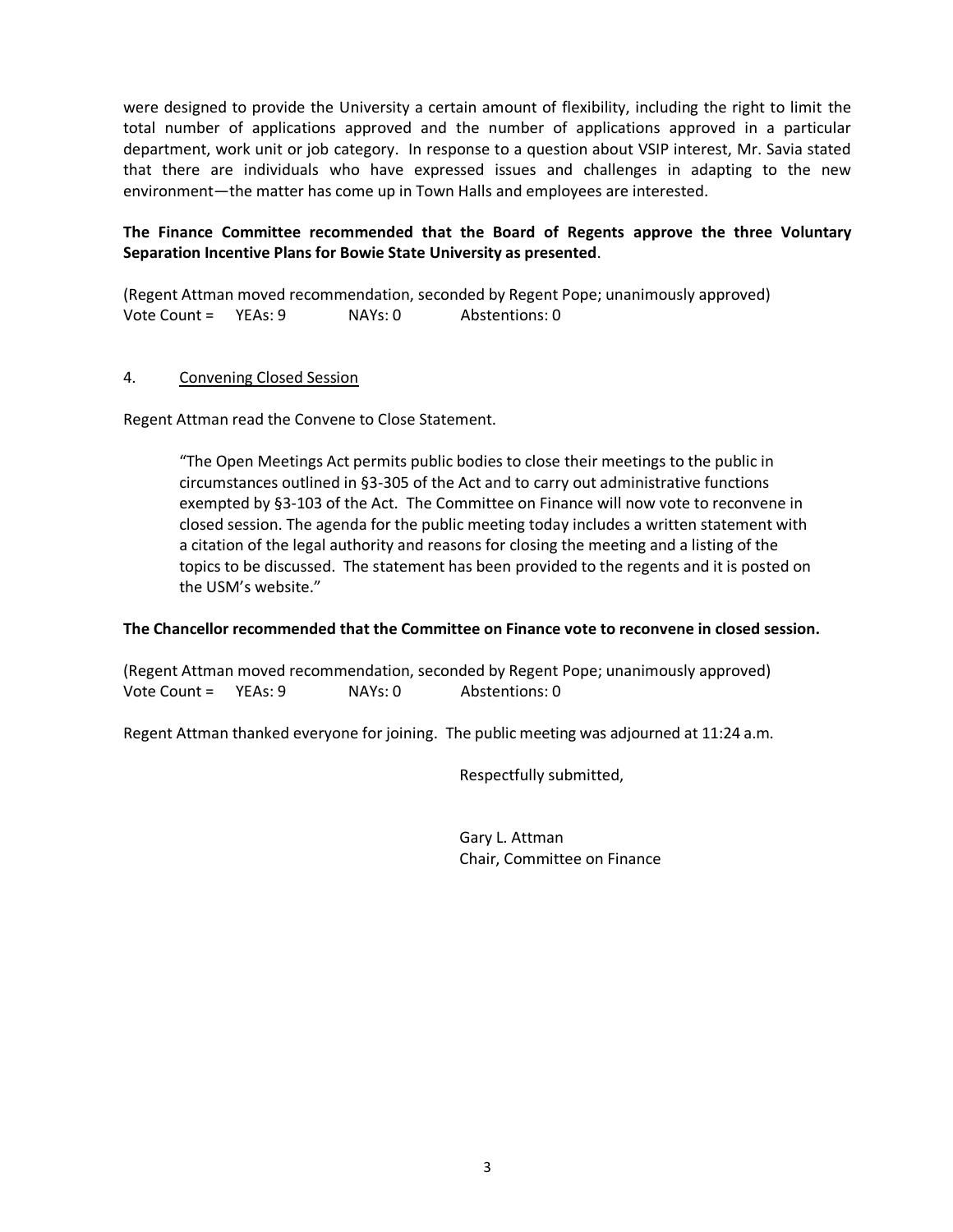were designed to provide the University a certain amount of flexibility, including the right to limit the total number of applications approved and the number of applications approved in a particular department, work unit or job category. In response to a question about VSIP interest, Mr. Savia stated that there are individuals who have expressed issues and challenges in adapting to the new environment—the matter has come up in Town Halls and employees are interested.

**The Finance Committee recommended that the Board of Regents approve the three Voluntary Separation Incentive Plans for Bowie State University as presented**.

(Regent Attman moved recommendation, seconded by Regent Pope; unanimously approved)
Vote Count = YEAs: 9 NAYs: 0 Abstentions: 0

4. Convening Closed Session

Regent Attman read the Convene to Close Statement.

> "The Open Meetings Act permits public bodies to close their meetings to the public in circumstances outlined in §3-305 of the Act and to carry out administrative functions exempted by §3-103 of the Act. The Committee on Finance will now vote to reconvene in closed session. The agenda for the public meeting today includes a written statement with a citation of the legal authority and reasons for closing the meeting and a listing of the topics to be discussed. The statement has been provided to the regents and it is posted on the USM's website."

**The Chancellor recommended that the Committee on Finance vote to reconvene in closed session.**

(Regent Attman moved recommendation, seconded by Regent Pope; unanimously approved)
Vote Count = YEAs: 9 NAYs: 0 Abstentions: 0

Regent Attman thanked everyone for joining. The public meeting was adjourned at 11:24 a.m.

Respectfully submitted,

Gary L. Attman
Chair, Committee on Finance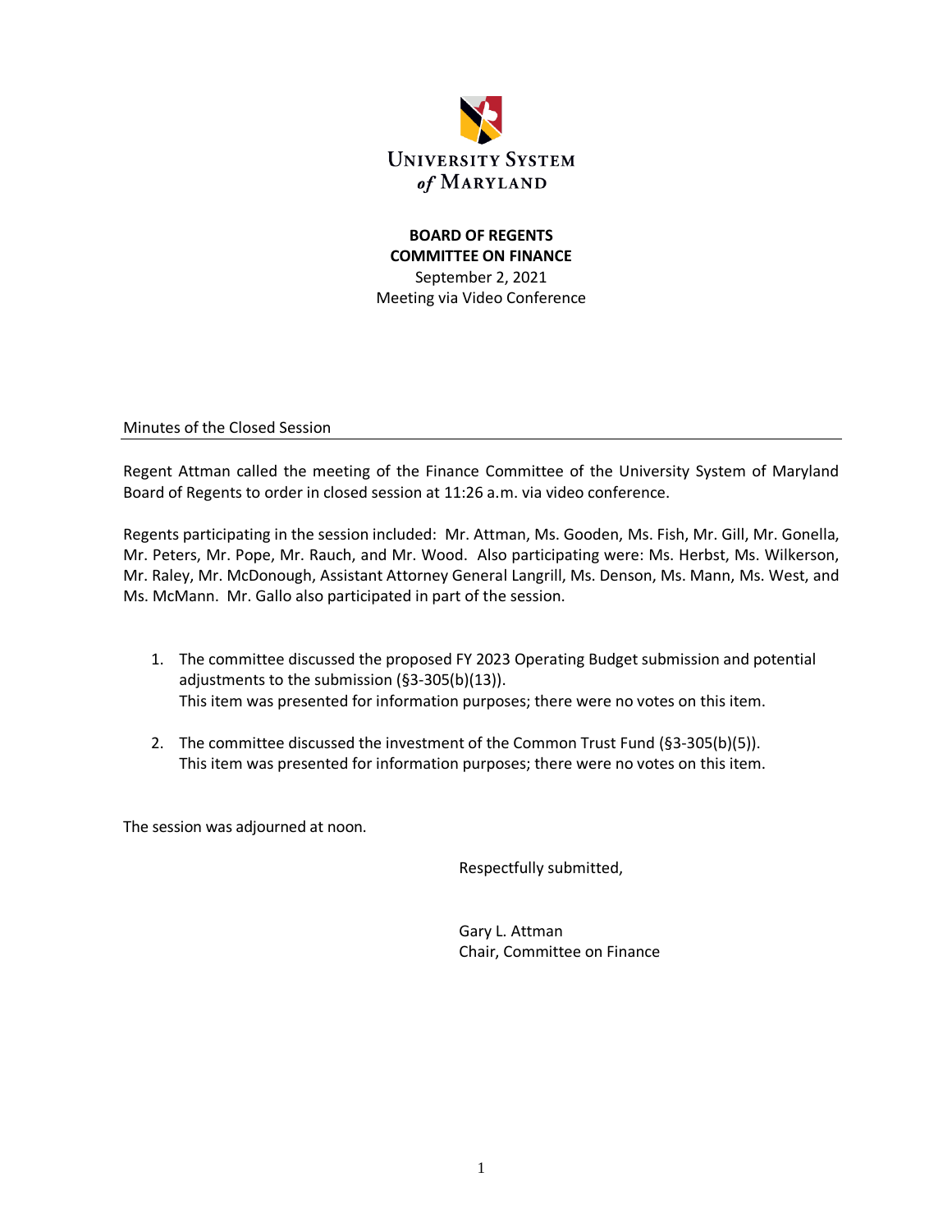UNIVERSITY SYSTEM
of MARYLAND

**BOARD OF REGENTS**
**COMMITTEE ON FINANCE**
September 2, 2021
Meeting via Video Conference

Minutes of the Closed Session

Regent Attman called the meeting of the Finance Committee of the University System of Maryland Board of Regents to order in closed session at 11:26 a.m. via video conference.

Regents participating in the session included: Mr. Attman, Ms. Gooden, Ms. Fish, Mr. Gill, Mr. Gonella, Mr. Peters, Mr. Pope, Mr. Rauch, and Mr. Wood. Also participating were: Ms. Herbst, Ms. Wilkerson, Mr. Raley, Mr. McDonough, Assistant Attorney General Langrill, Ms. Denson, Ms. Mann, Ms. West, and Ms. McMann. Mr. Gallo also participated in part of the session.

1. The committee discussed the proposed FY 2023 Operating Budget submission and potential adjustments to the submission (§3-305(b)(13)).
   This item was presented for information purposes; there were no votes on this item.

2. The committee discussed the investment of the Common Trust Fund (§3-305(b)(5)).
   This item was presented for information purposes; there were no votes on this item.

The session was adjourned at noon.

Respectfully submitted,

Gary L. Attman
Chair, Committee on Finance